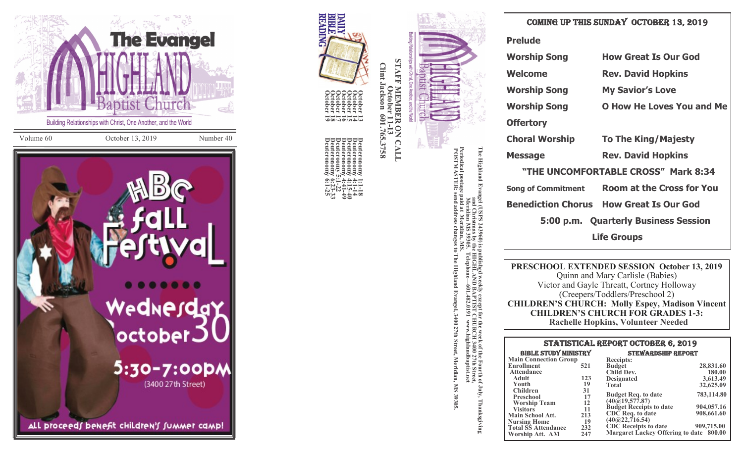# The Evangel

# HIGHLAND Baptist Church

Building Relationships with Christ, One Another, and the World

Volume 60 | October 13, 2019 | Number 40

HBC Fall Festival

Wednesday October 30

5:30-7:00PM

(3400 27th Street)

All proceeds benefit children's summer camp!

## DAILY BIBLE READING

| | |
|---|---|
| October 13 | Deuteronomy 1:1-18 |
| October 14 | Deuteronomy 4:1-14 |
| October 15 | Deuteronomy 4:15-40 |
| October 16 | Deuteronomy 4:41-49 |
| October 17 | Deuteronomy 5:1-22 |
| October 18 | Deuteronomy 6:23-33 |
| October 19 | Deuteronomy 6:1-25 |

## STAFF MEMBER ON CALL

October 11-13

Clint Jackson 601.765.3758

HIGHLAND Baptist Church

Building Relationships with Christ, One Another, and the World

The Highland Evangel (USPS 243960) is published weekly except for the week of the Fourth of July, Thanksgiving and Christmas by the HIGHLAND BAPTIST CHURCH 3400 27th Street, Meridian MS 39305. Telephone—601.482.0191 www.highlandbaptist.net

Periodical postage paid at Meridian, MS.

POSTMASTER: send address changes to The Highland Evangel, 3400 27th Street, Meridian, MS 39305.

## COMING UP THIS SUNDAY OCTOBER 13, 2019

| | |
|---|---|
| **Prelude** | |
| **Worship Song** | **How Great Is Our God** |
| **Welcome** | **Rev. David Hopkins** |
| **Worship Song** | **My Savior's Love** |
| **Worship Song** | **O How He Loves You and Me** |
| **Offertory** | |
| **Choral Worship** | **To The King/Majesty** |
| **Message** | **Rev. David Hopkins** |

**"THE UNCOMFORTABLE CROSS" Mark 8:34**

| | |
|---|---|
| **Song of Commitment** | **Room at the Cross for You** |
| **Benediction Chorus** | **How Great Is Our God** |

**5:00 p.m. Quarterly Business Session**

**Life Groups**

**PRESCHOOL EXTENDED SESSION October 13, 2019**

Quinn and Mary Carlisle (Babies)

Victor and Gayle Threatt, Cortney Holloway

(Creepers/Toddlers/Preschool 2)

**CHILDREN'S CHURCH: Molly Espey, Madison Vincent**

**CHILDREN'S CHURCH FOR GRADES 1-3:**

**Rachelle Hopkins, Volunteer Needed**

## STATISTICAL REPORT OCTOBER 6, 2019

**BIBLE STUDY MINISTRY**

| | |
|---|---|
| Main Connection Group | |
| Enrollment | 521 |
| Attendance | |
| Adult | 123 |
| Youth | 19 |
| Children | 31 |
| Preschool | 17 |
| Worship Team | 12 |
| Visitors | 11 |
| Main School Att. | 213 |
| Nursing Home | 19 |
| Total SS Attendance | 232 |
| Worship Att. AM | 247 |

**STEWARDSHIP REPORT**

| | |
|---|---|
| Receipts: | |
| Budget | 28,831.60 |
| Child Dev. | 180.00 |
| Designated | 3,613.49 |
| Total | 32,625.09 |
| Budget Req. to date (40@19,577.87) | 783,114.80 |
| Budget Receipts to date | 904,057.16 |
| CDC Req. to date (40@22,716.54) | 908,661.60 |
| CDC Receipts to date | 909,715.00 |
| Margaret Lackey Offering to date | 800.00 |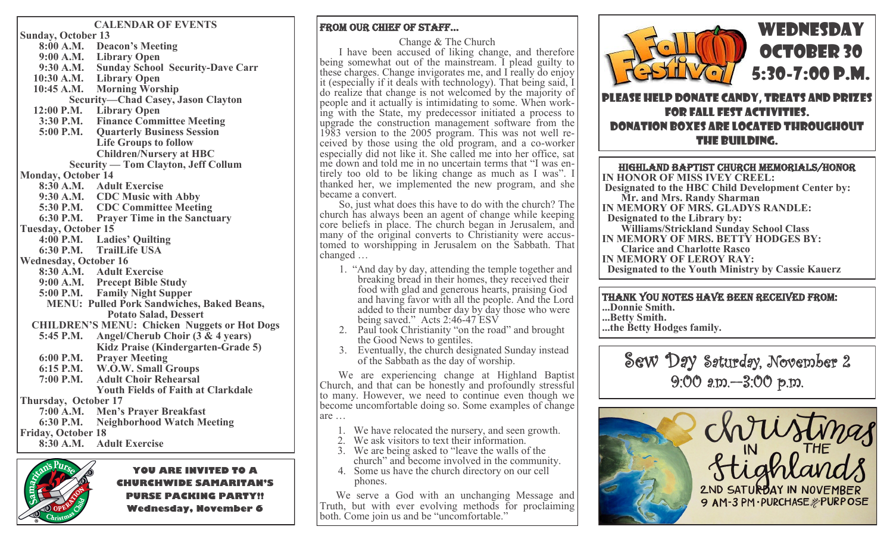## CALENDAR OF EVENTS

**Sunday, October 13**

- **8:00 A.M.** Deacon's Meeting
- **9:00 A.M.** Library Open
- **9:30 A.M.** Sunday School Security-Dave Carr
- **10:30 A.M.** Library Open
- **10:45 A.M.** Morning Worship

**Security—Chad Casey, Jason Clayton**

- **12:00 P.M.** Library Open
- **3:30 P.M.** Finance Committee Meeting
- **5:00 P.M.** Quarterly Business Session
  - Life Groups to follow
  - Children/Nursery at HBC

**Security — Tom Clayton, Jeff Collum**

**Monday, October 14**

- **8:30 A.M.** Adult Exercise
- **9:30 A.M.** CDC Music with Abby
- **5:30 P.M.** CDC Committee Meeting
- **6:30 P.M.** Prayer Time in the Sanctuary

**Tuesday, October 15**

- **4:00 P.M.** Ladies' Quilting
- **6:30 P.M.** TrailLife USA

**Wednesday, October 16**

- **8:30 A.M.** Adult Exercise
- **9:00 A.M.** Precept Bible Study
- **5:00 P.M.** Family Night Supper

**MENU: Pulled Pork Sandwiches, Baked Beans, Potato Salad, Dessert**

**CHILDREN'S MENU: Chicken Nuggets or Hot Dogs**

- **5:45 P.M.** Angel/Cherub Choir (3 & 4 years)
  - Kidz Praise (Kindergarten-Grade 5)
- **6:00 P.M.** Prayer Meeting
- **6:15 P.M.** W.O.W. Small Groups
- **7:00 P.M.** Adult Choir Rehearsal
  - Youth Fields of Faith at Clarkdale

**Thursday, October 17**

- **7:00 A.M.** Men's Prayer Breakfast
- **6:30 P.M.** Neighborhood Watch Meeting

**Friday, October 18**

- **8:30 A.M.** Adult Exercise

**YOU ARE INVITED TO A CHURCHWIDE SAMARITAN'S PURSE PACKING PARTY!!**
**Wednesday, November 6**

## FROM OUR CHIEF OF STAFF…

Change & The Church

I have been accused of liking change, and therefore being somewhat out of the mainstream. I plead guilty to these charges. Change invigorates me, and I really do enjoy it (especially if it deals with technology). That being said, I do realize that change is not welcomed by the majority of people and it actually is intimidating to some. When working with the State, my predecessor initiated a process to upgrade the construction management software from the 1983 version to the 2005 program. This was not well received by those using the old program, and a co-worker especially did not like it. She called me into her office, sat me down and told me in no uncertain terms that "I was entirely too old to be liking change as much as I was". I thanked her, we implemented the new program, and she became a convert.

So, just what does this have to do with the church? The church has always been an agent of change while keeping core beliefs in place. The church began in Jerusalem, and many of the original converts to Christianity were accustomed to worshipping in Jerusalem on the Sabbath. That changed …

1. "And day by day, attending the temple together and breaking bread in their homes, they received their food with glad and generous hearts, praising God and having favor with all the people. And the Lord added to their number day by day those who were being saved." Acts 2:46-47 ESV
2. Paul took Christianity "on the road" and brought the Good News to gentiles.
3. Eventually, the church designated Sunday instead of the Sabbath as the day of worship.

We are experiencing change at Highland Baptist Church, and that can be honestly and profoundly stressful to many. However, we need to continue even though we become uncomfortable doing so. Some examples of change are …

1. We have relocated the nursery, and seen growth.
2. We ask visitors to text their information.
3. We are being asked to "leave the walls of the church" and become involved in the community.
4. Some us have the church directory on our cell phones.

We serve a God with an unchanging Message and Truth, but with ever evolving methods for proclaiming both. Come join us and be "uncomfortable."

## Fall Festival

**WEDNESDAY OCTOBER 30**
**5:30-7:00 P.M.**

**PLEASE HELP DONATE CANDY, TREATS AND PRIZES FOR FALL FEST ACTIVITIES. DONATION BOXES ARE LOCATED THROUGHOUT THE BUILDING.**

## HIGHLAND BAPTIST CHURCH MEMORIALS/HONOR

**IN HONOR OF MISS IVEY CREEL:**
Designated to the HBC Child Development Center by:
Mr. and Mrs. Randy Sharman

**IN MEMORY OF MRS. GLADYS RANDLE:**
Designated to the Library by:
Williams/Strickland Sunday School Class

**IN MEMORY OF MRS. BETTY HODGES BY:**
Clarice and Charlotte Rasco

**IN MEMORY OF LEROY RAY:**
Designated to the Youth Ministry by Cassie Kauerz

## THANK YOU NOTES HAVE BEEN RECEIVED FROM:

...Donnie Smith.
...Betty Smith.
...the Betty Hodges family.

## Sew Day Saturday, November 2
9:00 a.m.—3:00 p.m.

Christmas IN THE Highlands
2ND SATURDAY IN NOVEMBER
9 AM-3 PM · PURCHASE PURPOSE